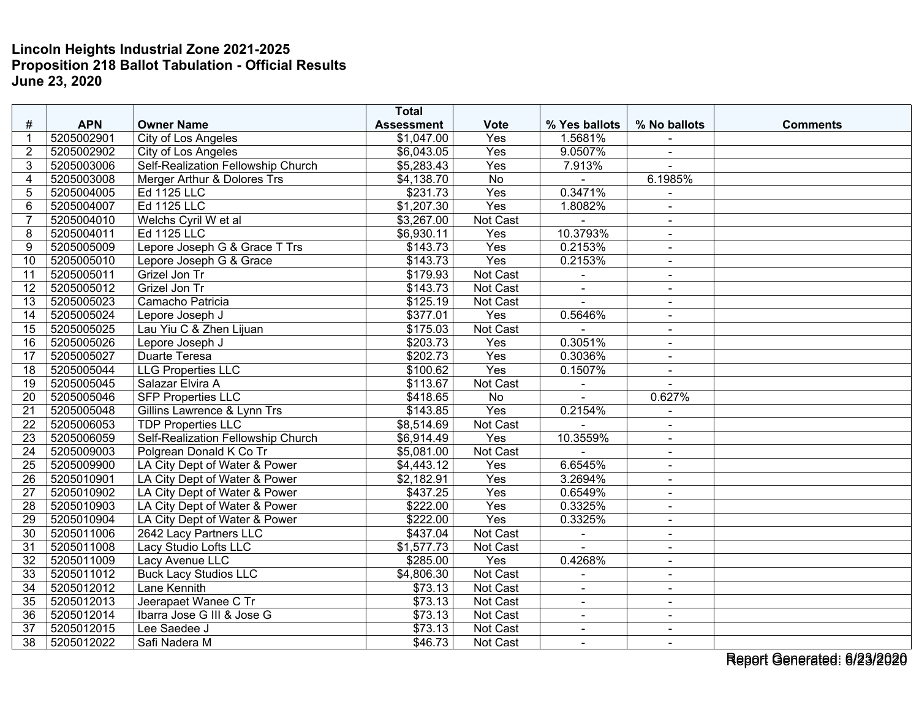**Lincoln Heights Industrial Zone 2021-2025**
**Proposition 218 Ballot Tabulation - Official Results**
**June 23, 2020**

| # | APN | Owner Name | Total Assessment | Vote | % Yes ballots | % No ballots | Comments |
|---|---|---|---|---|---|---|---|
| 1 | 5205002901 | City of Los Angeles | $1,047.00 | Yes | 1.5681% | - | |
| 2 | 5205002902 | City of Los Angeles | $6,043.05 | Yes | 9.0507% | - | |
| 3 | 5205003006 | Self-Realization Fellowship Church | $5,283.43 | Yes | 7.913% | - | |
| 4 | 5205003008 | Merger Arthur & Dolores Trs | $4,138.70 | No | - | 6.1985% | |
| 5 | 5205004005 | Ed 1125 LLC | $231.73 | Yes | 0.3471% | - | |
| 6 | 5205004007 | Ed 1125 LLC | $1,207.30 | Yes | 1.8082% | - | |
| 7 | 5205004010 | Welchs Cyril W et al | $3,267.00 | Not Cast | - | - | |
| 8 | 5205004011 | Ed 1125 LLC | $6,930.11 | Yes | 10.3793% | - | |
| 9 | 5205005009 | Lepore Joseph G & Grace T Trs | $143.73 | Yes | 0.2153% | - | |
| 10 | 5205005010 | Lepore Joseph G & Grace | $143.73 | Yes | 0.2153% | - | |
| 11 | 5205005011 | Grizel Jon Tr | $179.93 | Not Cast | - | - | |
| 12 | 5205005012 | Grizel Jon Tr | $143.73 | Not Cast | - | - | |
| 13 | 5205005023 | Camacho Patricia | $125.19 | Not Cast | - | - | |
| 14 | 5205005024 | Lepore Joseph J | $377.01 | Yes | 0.5646% | - | |
| 15 | 5205005025 | Lau Yiu C & Zhen Lijuan | $175.03 | Not Cast | - | - | |
| 16 | 5205005026 | Lepore Joseph J | $203.73 | Yes | 0.3051% | - | |
| 17 | 5205005027 | Duarte Teresa | $202.73 | Yes | 0.3036% | - | |
| 18 | 5205005044 | LLG Properties LLC | $100.62 | Yes | 0.1507% | - | |
| 19 | 5205005045 | Salazar Elvira A | $113.67 | Not Cast | - | - | |
| 20 | 5205005046 | SFP Properties LLC | $418.65 | No | - | 0.627% | |
| 21 | 5205005048 | Gillins Lawrence & Lynn Trs | $143.85 | Yes | 0.2154% | - | |
| 22 | 5205006053 | TDP Properties LLC | $8,514.69 | Not Cast | - | - | |
| 23 | 5205006059 | Self-Realization Fellowship Church | $6,914.49 | Yes | 10.3559% | - | |
| 24 | 5205009003 | Polgrean Donald K Co Tr | $5,081.00 | Not Cast | - | - | |
| 25 | 5205009900 | LA City Dept of Water & Power | $4,443.12 | Yes | 6.6545% | - | |
| 26 | 5205010901 | LA City Dept of Water & Power | $2,182.91 | Yes | 3.2694% | - | |
| 27 | 5205010902 | LA City Dept of Water & Power | $437.25 | Yes | 0.6549% | - | |
| 28 | 5205010903 | LA City Dept of Water & Power | $222.00 | Yes | 0.3325% | - | |
| 29 | 5205010904 | LA City Dept of Water & Power | $222.00 | Yes | 0.3325% | - | |
| 30 | 5205011006 | 2642 Lacy Partners LLC | $437.04 | Not Cast | - | - | |
| 31 | 5205011008 | Lacy Studio Lofts LLC | $1,577.73 | Not Cast | - | - | |
| 32 | 5205011009 | Lacy Avenue LLC | $285.00 | Yes | 0.4268% | - | |
| 33 | 5205011012 | Buck Lacy Studios LLC | $4,806.30 | Not Cast | - | - | |
| 34 | 5205012012 | Lane Kennith | $73.13 | Not Cast | - | - | |
| 35 | 5205012013 | Jeerapaet Wanee C Tr | $73.13 | Not Cast | - | - | |
| 36 | 5205012014 | Ibarra Jose G III & Jose G | $73.13 | Not Cast | - | - | |
| 37 | 5205012015 | Lee Saedee J | $73.13 | Not Cast | - | - | |
| 38 | 5205012022 | Safi Nadera M | $46.73 | Not Cast | - | - | |

Report Generated: 6/23/2020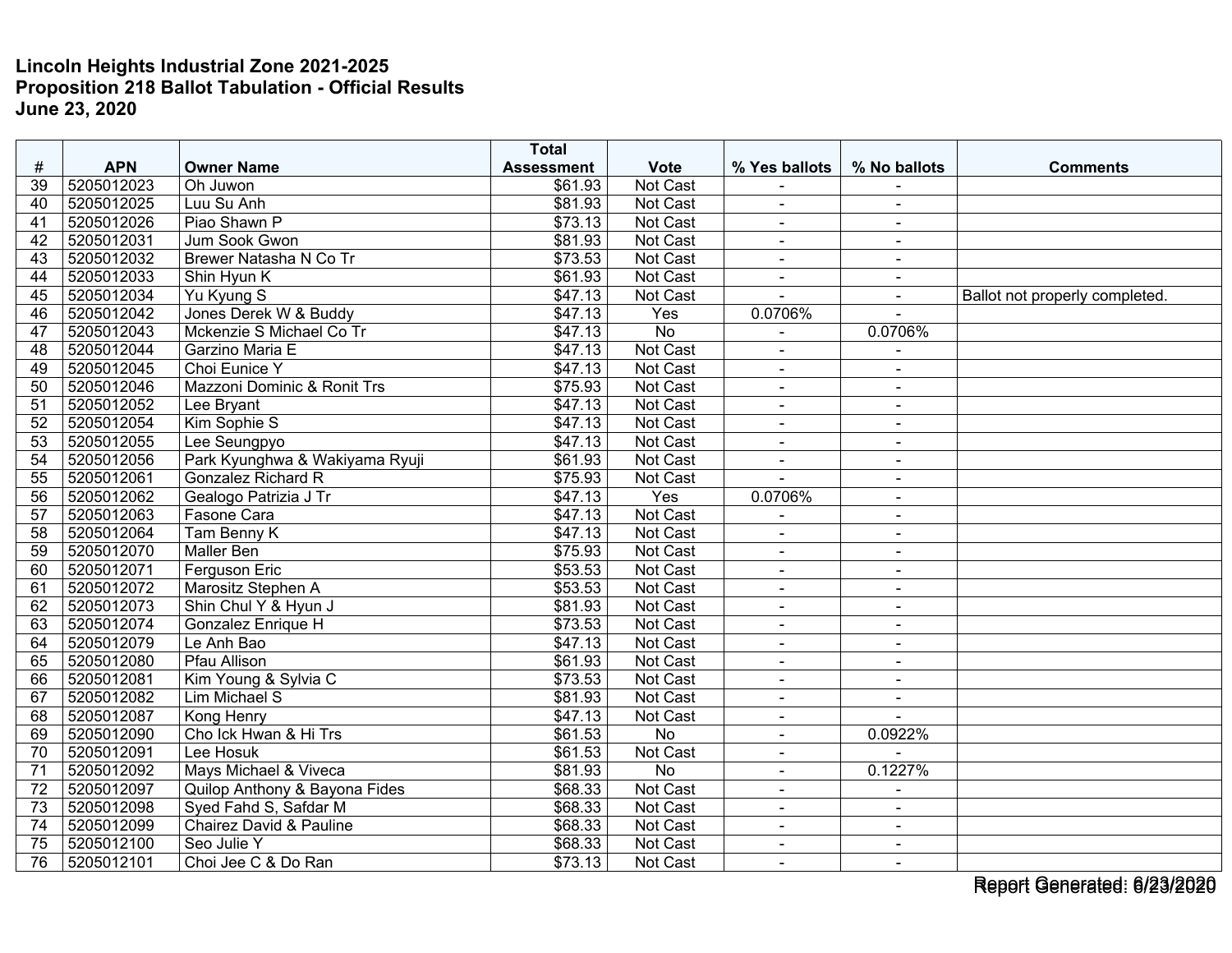**Lincoln Heights Industrial Zone 2021-2025**
**Proposition 218 Ballot Tabulation - Official Results**
**June 23, 2020**

| # | APN | Owner Name | Total Assessment | Vote | % Yes ballots | % No ballots | Comments |
|---|---|---|---|---|---|---|---|
| 39 | 5205012023 | Oh Juwon | $61.93 | Not Cast | - | - | |
| 40 | 5205012025 | Luu Su Anh | $81.93 | Not Cast | - | - | |
| 41 | 5205012026 | Piao Shawn P | $73.13 | Not Cast | - | - | |
| 42 | 5205012031 | Jum Sook Gwon | $81.93 | Not Cast | - | - | |
| 43 | 5205012032 | Brewer Natasha N Co Tr | $73.53 | Not Cast | - | - | |
| 44 | 5205012033 | Shin Hyun K | $61.93 | Not Cast | - | - | |
| 45 | 5205012034 | Yu Kyung S | $47.13 | Not Cast | - | - | Ballot not properly completed. |
| 46 | 5205012042 | Jones Derek W & Buddy | $47.13 | Yes | 0.0706% | - | |
| 47 | 5205012043 | Mckenzie S Michael Co Tr | $47.13 | No | - | 0.0706% | |
| 48 | 5205012044 | Garzino Maria E | $47.13 | Not Cast | - | - | |
| 49 | 5205012045 | Choi Eunice Y | $47.13 | Not Cast | - | - | |
| 50 | 5205012046 | Mazzoni Dominic & Ronit Trs | $75.93 | Not Cast | - | - | |
| 51 | 5205012052 | Lee Bryant | $47.13 | Not Cast | - | - | |
| 52 | 5205012054 | Kim Sophie S | $47.13 | Not Cast | - | - | |
| 53 | 5205012055 | Lee Seungpyo | $47.13 | Not Cast | - | - | |
| 54 | 5205012056 | Park Kyunghwa & Wakiyama Ryuji | $61.93 | Not Cast | - | - | |
| 55 | 5205012061 | Gonzalez Richard R | $75.93 | Not Cast | - | - | |
| 56 | 5205012062 | Gealogo Patrizia J Tr | $47.13 | Yes | 0.0706% | - | |
| 57 | 5205012063 | Fasone Cara | $47.13 | Not Cast | - | - | |
| 58 | 5205012064 | Tam Benny K | $47.13 | Not Cast | - | - | |
| 59 | 5205012070 | Maller Ben | $75.93 | Not Cast | - | - | |
| 60 | 5205012071 | Ferguson Eric | $53.53 | Not Cast | - | - | |
| 61 | 5205012072 | Marositz Stephen A | $53.53 | Not Cast | - | - | |
| 62 | 5205012073 | Shin Chul Y & Hyun J | $81.93 | Not Cast | - | - | |
| 63 | 5205012074 | Gonzalez Enrique H | $73.53 | Not Cast | - | - | |
| 64 | 5205012079 | Le Anh Bao | $47.13 | Not Cast | - | - | |
| 65 | 5205012080 | Pfau Allison | $61.93 | Not Cast | - | - | |
| 66 | 5205012081 | Kim Young & Sylvia C | $73.53 | Not Cast | - | - | |
| 67 | 5205012082 | Lim Michael S | $81.93 | Not Cast | - | - | |
| 68 | 5205012087 | Kong Henry | $47.13 | Not Cast | - | - | |
| 69 | 5205012090 | Cho Ick Hwan & Hi Trs | $61.53 | No | - | 0.0922% | |
| 70 | 5205012091 | Lee Hosuk | $61.53 | Not Cast | - | - | |
| 71 | 5205012092 | Mays Michael & Viveca | $81.93 | No | - | 0.1227% | |
| 72 | 5205012097 | Quilop Anthony & Bayona Fides | $68.33 | Not Cast | - | - | |
| 73 | 5205012098 | Syed Fahd S, Safdar M | $68.33 | Not Cast | - | - | |
| 74 | 5205012099 | Chairez David & Pauline | $68.33 | Not Cast | - | - | |
| 75 | 5205012100 | Seo Julie Y | $68.33 | Not Cast | - | - | |
| 76 | 5205012101 | Choi Jee C & Do Ran | $73.13 | Not Cast | - | - | |

Report Generated: 6/23/2020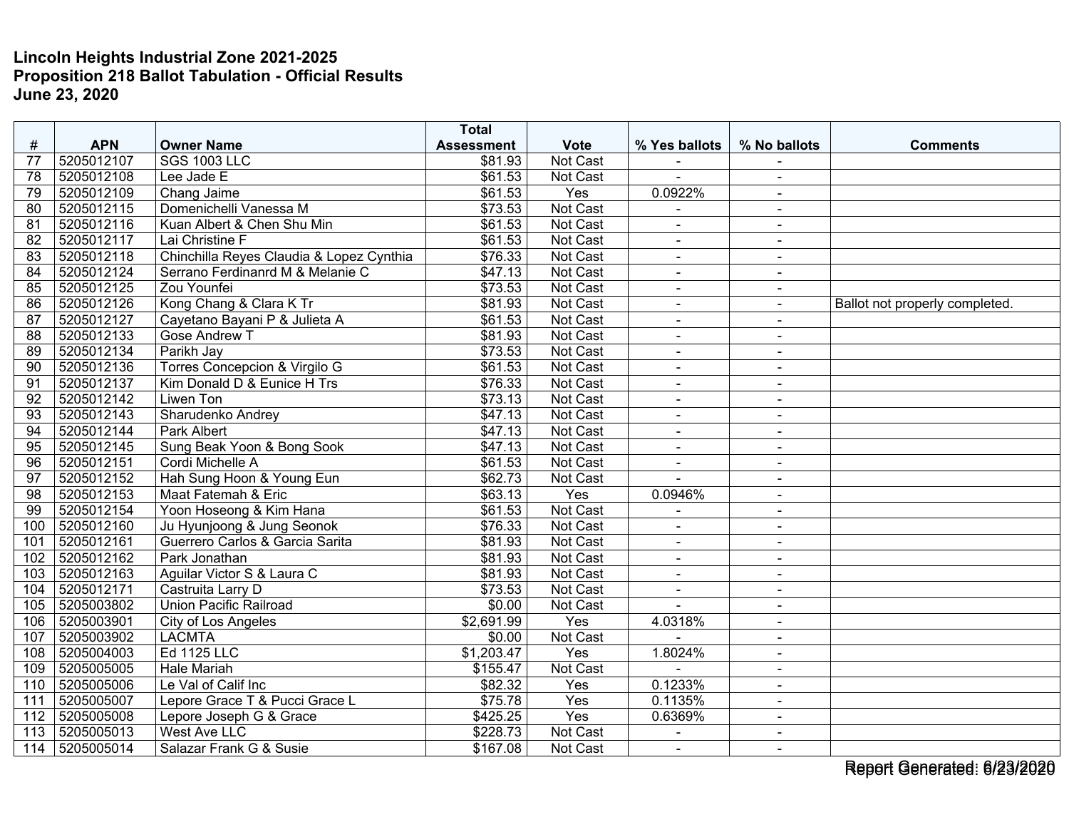**Lincoln Heights Industrial Zone 2021-2025**
**Proposition 218 Ballot Tabulation - Official Results**
**June 23, 2020**

| # | APN | Owner Name | Total Assessment | Vote | % Yes ballots | % No ballots | Comments |
|---|---|---|---|---|---|---|---|
| 77 | 5205012107 | SGS 1003 LLC | $81.93 | Not Cast | - | - | |
| 78 | 5205012108 | Lee Jade E | $61.53 | Not Cast | - | - | |
| 79 | 5205012109 | Chang Jaime | $61.53 | Yes | 0.0922% | - | |
| 80 | 5205012115 | Domenichelli Vanessa M | $73.53 | Not Cast | - | - | |
| 81 | 5205012116 | Kuan Albert & Chen Shu Min | $61.53 | Not Cast | - | - | |
| 82 | 5205012117 | Lai Christine F | $61.53 | Not Cast | - | - | |
| 83 | 5205012118 | Chinchilla Reyes Claudia & Lopez Cynthia | $76.33 | Not Cast | - | - | |
| 84 | 5205012124 | Serrano Ferdinanrd M & Melanie C | $47.13 | Not Cast | - | - | |
| 85 | 5205012125 | Zou Younfei | $73.53 | Not Cast | - | - | |
| 86 | 5205012126 | Kong Chang & Clara K Tr | $81.93 | Not Cast | - | - | Ballot not properly completed. |
| 87 | 5205012127 | Cayetano Bayani P & Julieta A | $61.53 | Not Cast | - | - | |
| 88 | 5205012133 | Gose Andrew T | $81.93 | Not Cast | - | - | |
| 89 | 5205012134 | Parikh Jay | $73.53 | Not Cast | - | - | |
| 90 | 5205012136 | Torres Concepcion & Virgilo G | $61.53 | Not Cast | - | - | |
| 91 | 5205012137 | Kim Donald D & Eunice H Trs | $76.33 | Not Cast | - | - | |
| 92 | 5205012142 | Liwen Ton | $73.13 | Not Cast | - | - | |
| 93 | 5205012143 | Sharudenko Andrey | $47.13 | Not Cast | - | - | |
| 94 | 5205012144 | Park Albert | $47.13 | Not Cast | - | - | |
| 95 | 5205012145 | Sung Beak Yoon & Bong Sook | $47.13 | Not Cast | - | - | |
| 96 | 5205012151 | Cordi Michelle A | $61.53 | Not Cast | - | - | |
| 97 | 5205012152 | Hah Sung Hoon & Young Eun | $62.73 | Not Cast | - | - | |
| 98 | 5205012153 | Maat Fatemah & Eric | $63.13 | Yes | 0.0946% | - | |
| 99 | 5205012154 | Yoon Hoseong & Kim Hana | $61.53 | Not Cast | - | - | |
| 100 | 5205012160 | Ju Hyunjoong & Jung Seonok | $76.33 | Not Cast | - | - | |
| 101 | 5205012161 | Guerrero Carlos & Garcia Sarita | $81.93 | Not Cast | - | - | |
| 102 | 5205012162 | Park Jonathan | $81.93 | Not Cast | - | - | |
| 103 | 5205012163 | Aguilar Victor S & Laura C | $81.93 | Not Cast | - | - | |
| 104 | 5205012171 | Castruita Larry D | $73.53 | Not Cast | - | - | |
| 105 | 5205003802 | Union Pacific Railroad | $0.00 | Not Cast | - | - | |
| 106 | 5205003901 | City of Los Angeles | $2,691.99 | Yes | 4.0318% | - | |
| 107 | 5205003902 | LACMTA | $0.00 | Not Cast | - | - | |
| 108 | 5205004003 | Ed 1125 LLC | $1,203.47 | Yes | 1.8024% | - | |
| 109 | 5205005005 | Hale Mariah | $155.47 | Not Cast | - | - | |
| 110 | 5205005006 | Le Val of Calif Inc | $82.32 | Yes | 0.1233% | - | |
| 111 | 5205005007 | Lepore Grace T & Pucci Grace L | $75.78 | Yes | 0.1135% | - | |
| 112 | 5205005008 | Lepore Joseph G & Grace | $425.25 | Yes | 0.6369% | - | |
| 113 | 5205005013 | West Ave LLC | $228.73 | Not Cast | - | - | |
| 114 | 5205005014 | Salazar Frank G & Susie | $167.08 | Not Cast | - | - | |

Report Generated: 6/23/2020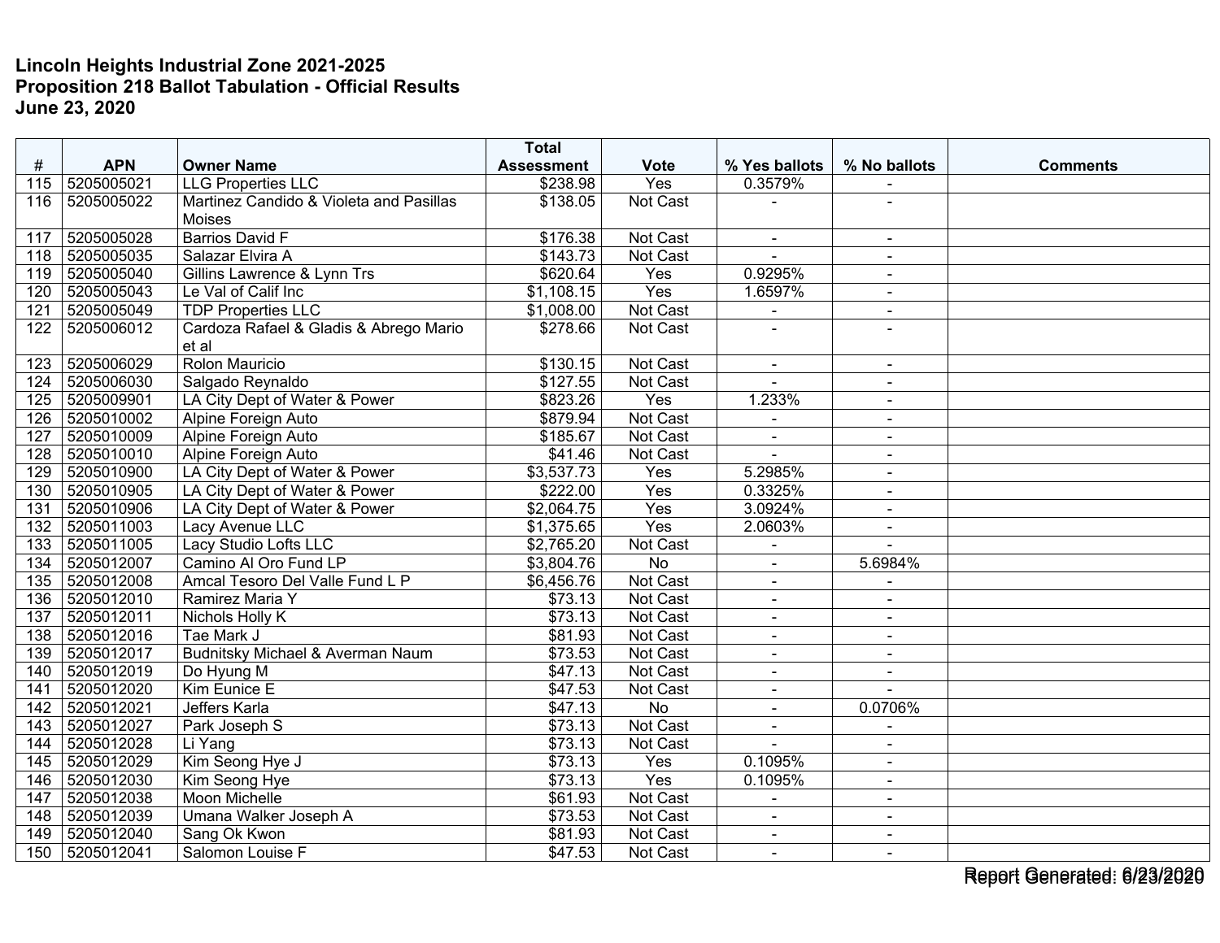**Lincoln Heights Industrial Zone 2021-2025**
**Proposition 218 Ballot Tabulation - Official Results**
**June 23, 2020**

| # | APN | Owner Name | Total Assessment | Vote | % Yes ballots | % No ballots | Comments |
|---|---|---|---|---|---|---|---|
| 115 | 5205005021 | LLG Properties LLC | $238.98 | Yes | 0.3579% | - | |
| 116 | 5205005022 | Martinez Candido & Violeta and Pasillas Moises | $138.05 | Not Cast | - | - | |
| 117 | 5205005028 | Barrios David F | $176.38 | Not Cast | - | - | |
| 118 | 5205005035 | Salazar Elvira A | $143.73 | Not Cast | - | - | |
| 119 | 5205005040 | Gillins Lawrence & Lynn Trs | $620.64 | Yes | 0.9295% | - | |
| 120 | 5205005043 | Le Val of Calif Inc | $1,108.15 | Yes | 1.6597% | - | |
| 121 | 5205005049 | TDP Properties LLC | $1,008.00 | Not Cast | - | - | |
| 122 | 5205006012 | Cardoza Rafael & Gladis & Abrego Mario et al | $278.66 | Not Cast | - | - | |
| 123 | 5205006029 | Rolon Mauricio | $130.15 | Not Cast | - | - | |
| 124 | 5205006030 | Salgado Reynaldo | $127.55 | Not Cast | - | - | |
| 125 | 5205009901 | LA City Dept of Water & Power | $823.26 | Yes | 1.233% | - | |
| 126 | 5205010002 | Alpine Foreign Auto | $879.94 | Not Cast | - | - | |
| 127 | 5205010009 | Alpine Foreign Auto | $185.67 | Not Cast | - | - | |
| 128 | 5205010010 | Alpine Foreign Auto | $41.46 | Not Cast | - | - | |
| 129 | 5205010900 | LA City Dept of Water & Power | $3,537.73 | Yes | 5.2985% | - | |
| 130 | 5205010905 | LA City Dept of Water & Power | $222.00 | Yes | 0.3325% | - | |
| 131 | 5205010906 | LA City Dept of Water & Power | $2,064.75 | Yes | 3.0924% | - | |
| 132 | 5205011003 | Lacy Avenue LLC | $1,375.65 | Yes | 2.0603% | - | |
| 133 | 5205011005 | Lacy Studio Lofts LLC | $2,765.20 | Not Cast | - | - | |
| 134 | 5205012007 | Camino Al Oro Fund LP | $3,804.76 | No | - | 5.6984% | |
| 135 | 5205012008 | Amcal Tesoro Del Valle Fund L P | $6,456.76 | Not Cast | - | - | |
| 136 | 5205012010 | Ramirez Maria Y | $73.13 | Not Cast | - | - | |
| 137 | 5205012011 | Nichols Holly K | $73.13 | Not Cast | - | - | |
| 138 | 5205012016 | Tae Mark J | $81.93 | Not Cast | - | - | |
| 139 | 5205012017 | Budnitsky Michael & Averman Naum | $73.53 | Not Cast | - | - | |
| 140 | 5205012019 | Do Hyung M | $47.13 | Not Cast | - | - | |
| 141 | 5205012020 | Kim Eunice E | $47.53 | Not Cast | - | - | |
| 142 | 5205012021 | Jeffers Karla | $47.13 | No | - | 0.0706% | |
| 143 | 5205012027 | Park Joseph S | $73.13 | Not Cast | - | - | |
| 144 | 5205012028 | Li Yang | $73.13 | Not Cast | - | - | |
| 145 | 5205012029 | Kim Seong Hye J | $73.13 | Yes | 0.1095% | - | |
| 146 | 5205012030 | Kim Seong Hye | $73.13 | Yes | 0.1095% | - | |
| 147 | 5205012038 | Moon Michelle | $61.93 | Not Cast | - | - | |
| 148 | 5205012039 | Umana Walker Joseph A | $73.53 | Not Cast | - | - | |
| 149 | 5205012040 | Sang Ok Kwon | $81.93 | Not Cast | - | - | |
| 150 | 5205012041 | Salomon Louise F | $47.53 | Not Cast | - | - | |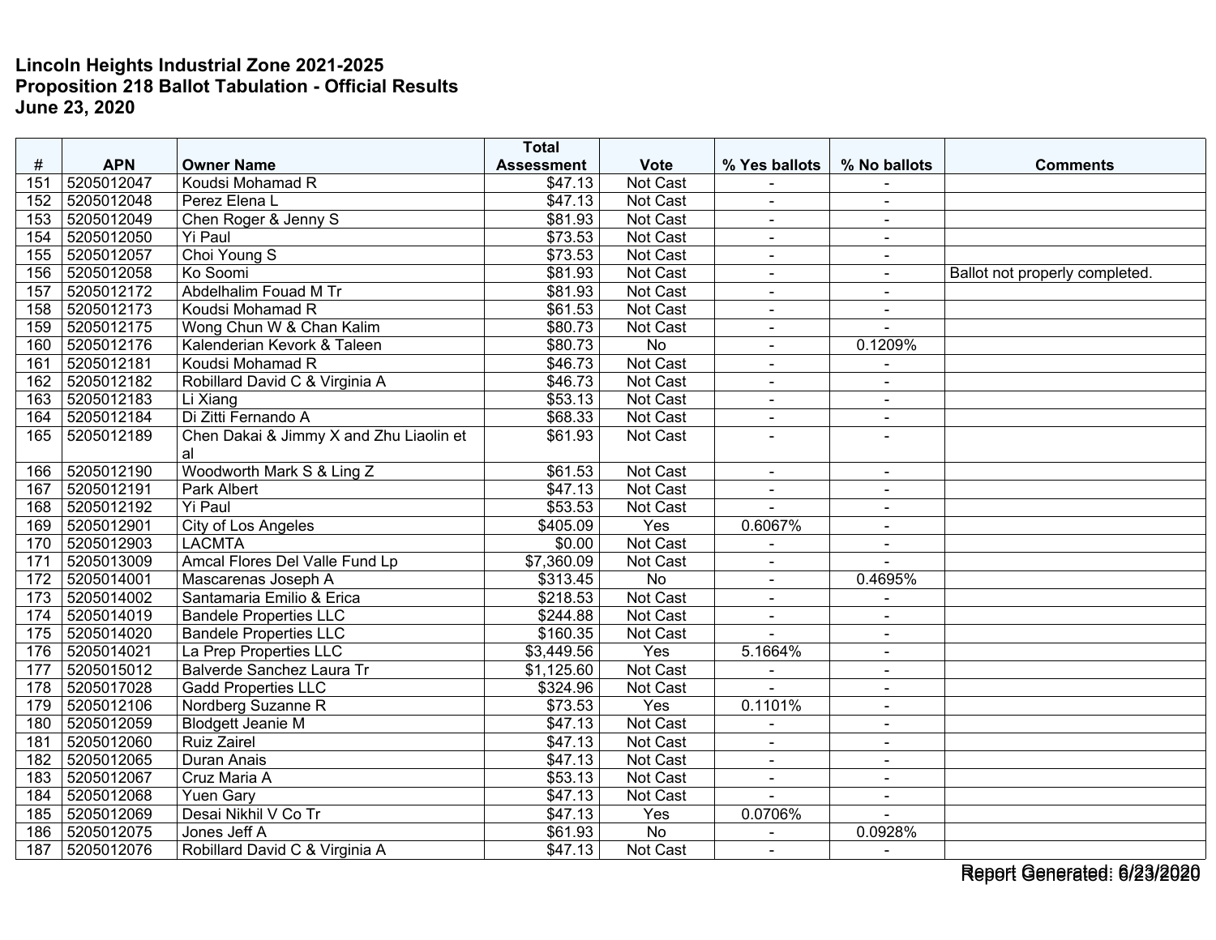**Lincoln Heights Industrial Zone 2021-2025**
**Proposition 218 Ballot Tabulation - Official Results**
**June 23, 2020**

| # | APN | Owner Name | Total Assessment | Vote | % Yes ballots | % No ballots | Comments |
|---|---|---|---|---|---|---|---|
| 151 | 5205012047 | Koudsi Mohamad R | $47.13 | Not Cast | - | - | |
| 152 | 5205012048 | Perez Elena L | $47.13 | Not Cast | - | - | |
| 153 | 5205012049 | Chen Roger & Jenny S | $81.93 | Not Cast | - | - | |
| 154 | 5205012050 | Yi Paul | $73.53 | Not Cast | - | - | |
| 155 | 5205012057 | Choi Young S | $73.53 | Not Cast | - | - | |
| 156 | 5205012058 | Ko Soomi | $81.93 | Not Cast | - | - | Ballot not properly completed. |
| 157 | 5205012172 | Abdelhalim Fouad M Tr | $81.93 | Not Cast | - | - | |
| 158 | 5205012173 | Koudsi Mohamad R | $61.53 | Not Cast | - | - | |
| 159 | 5205012175 | Wong Chun W & Chan Kalim | $80.73 | Not Cast | - | - | |
| 160 | 5205012176 | Kalenderian Kevork & Taleen | $80.73 | No | - | 0.1209% | |
| 161 | 5205012181 | Koudsi Mohamad R | $46.73 | Not Cast | - | - | |
| 162 | 5205012182 | Robillard David C & Virginia A | $46.73 | Not Cast | - | - | |
| 163 | 5205012183 | Li Xiang | $53.13 | Not Cast | - | - | |
| 164 | 5205012184 | Di Zitti Fernando A | $68.33 | Not Cast | - | - | |
| 165 | 5205012189 | Chen Dakai & Jimmy X and Zhu Liaolin et al | $61.93 | Not Cast | - | - | |
| 166 | 5205012190 | Woodworth Mark S & Ling Z | $61.53 | Not Cast | - | - | |
| 167 | 5205012191 | Park Albert | $47.13 | Not Cast | - | - | |
| 168 | 5205012192 | Yi Paul | $53.53 | Not Cast | - | - | |
| 169 | 5205012901 | City of Los Angeles | $405.09 | Yes | 0.6067% | - | |
| 170 | 5205012903 | LACMTA | $0.00 | Not Cast | - | - | |
| 171 | 5205013009 | Amcal Flores Del Valle Fund Lp | $7,360.09 | Not Cast | - | - | |
| 172 | 5205014001 | Mascarenas Joseph A | $313.45 | No | - | 0.4695% | |
| 173 | 5205014002 | Santamaria Emilio & Erica | $218.53 | Not Cast | - | - | |
| 174 | 5205014019 | Bandele Properties LLC | $244.88 | Not Cast | - | - | |
| 175 | 5205014020 | Bandele Properties LLC | $160.35 | Not Cast | - | - | |
| 176 | 5205014021 | La Prep Properties LLC | $3,449.56 | Yes | 5.1664% | - | |
| 177 | 5205015012 | Balverde Sanchez Laura Tr | $1,125.60 | Not Cast | - | - | |
| 178 | 5205017028 | Gadd Properties LLC | $324.96 | Not Cast | - | - | |
| 179 | 5205012106 | Nordberg Suzanne R | $73.53 | Yes | 0.1101% | - | |
| 180 | 5205012059 | Blodgett Jeanie M | $47.13 | Not Cast | - | - | |
| 181 | 5205012060 | Ruiz Zairel | $47.13 | Not Cast | - | - | |
| 182 | 5205012065 | Duran Anais | $47.13 | Not Cast | - | - | |
| 183 | 5205012067 | Cruz Maria A | $53.13 | Not Cast | - | - | |
| 184 | 5205012068 | Yuen Gary | $47.13 | Not Cast | - | - | |
| 185 | 5205012069 | Desai Nikhil V Co Tr | $47.13 | Yes | 0.0706% | - | |
| 186 | 5205012075 | Jones Jeff A | $61.93 | No | - | 0.0928% | |
| 187 | 5205012076 | Robillard David C & Virginia A | $47.13 | Not Cast | - | - | |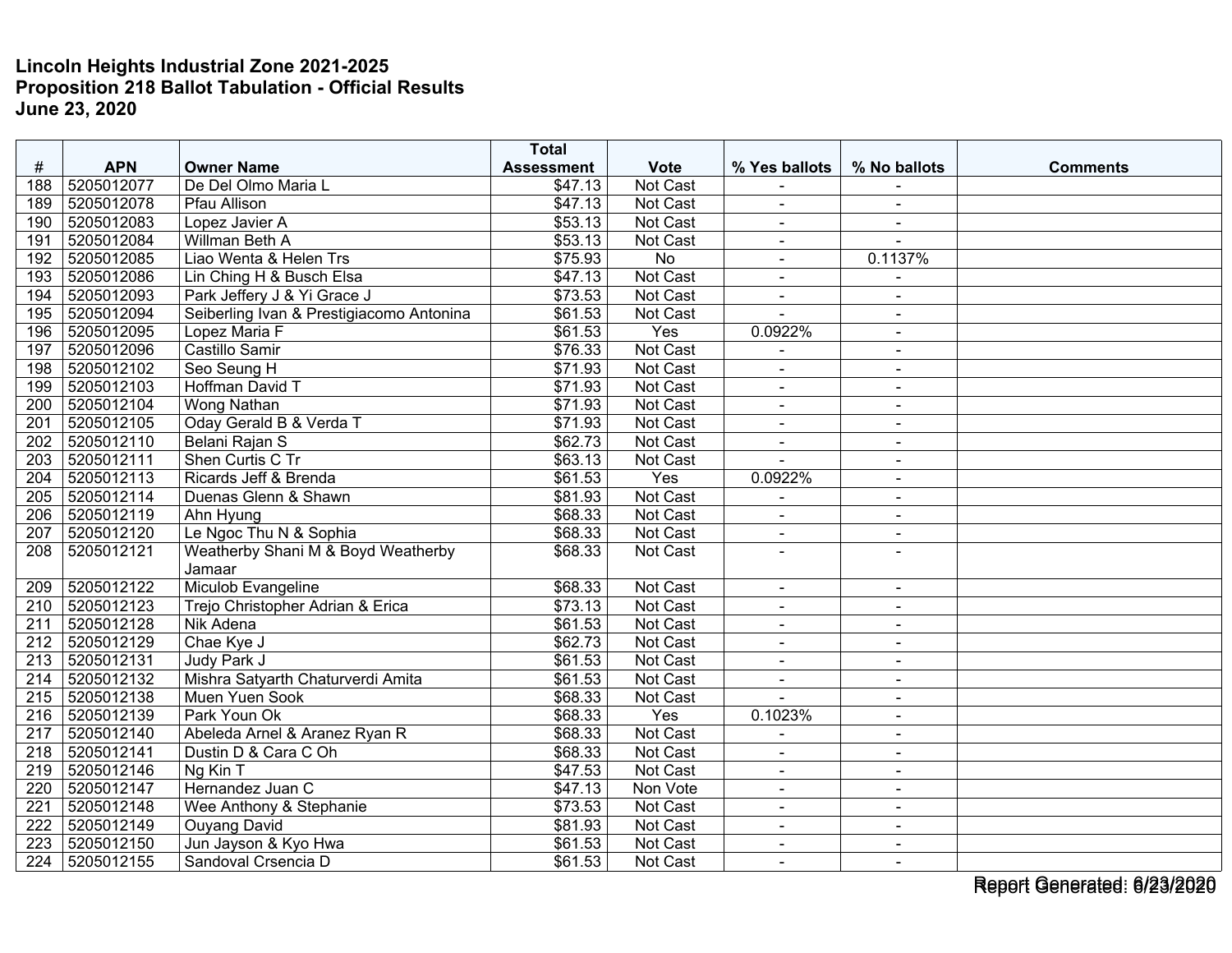**Lincoln Heights Industrial Zone 2021-2025**
**Proposition 218 Ballot Tabulation - Official Results**
**June 23, 2020**

| # | APN | Owner Name | Total Assessment | Vote | % Yes ballots | % No ballots | Comments |
|---|---|---|---|---|---|---|---|
| 188 | 5205012077 | De Del Olmo Maria L | $47.13 | Not Cast | - | - | |
| 189 | 5205012078 | Pfau Allison | $47.13 | Not Cast | - | - | |
| 190 | 5205012083 | Lopez Javier A | $53.13 | Not Cast | - | - | |
| 191 | 5205012084 | Willman Beth A | $53.13 | Not Cast | - | - | |
| 192 | 5205012085 | Liao Wenta & Helen Trs | $75.93 | No | - | 0.1137% | |
| 193 | 5205012086 | Lin Ching H & Busch Elsa | $47.13 | Not Cast | - | - | |
| 194 | 5205012093 | Park Jeffery J & Yi Grace J | $73.53 | Not Cast | - | - | |
| 195 | 5205012094 | Seiberling Ivan & Prestigiacomo Antonina | $61.53 | Not Cast | - | - | |
| 196 | 5205012095 | Lopez Maria F | $61.53 | Yes | 0.0922% | - | |
| 197 | 5205012096 | Castillo Samir | $76.33 | Not Cast | - | - | |
| 198 | 5205012102 | Seo Seung H | $71.93 | Not Cast | - | - | |
| 199 | 5205012103 | Hoffman David T | $71.93 | Not Cast | - | - | |
| 200 | 5205012104 | Wong Nathan | $71.93 | Not Cast | - | - | |
| 201 | 5205012105 | Oday Gerald B & Verda T | $71.93 | Not Cast | - | - | |
| 202 | 5205012110 | Belani Rajan S | $62.73 | Not Cast | - | - | |
| 203 | 5205012111 | Shen Curtis C Tr | $63.13 | Not Cast | - | - | |
| 204 | 5205012113 | Ricards Jeff & Brenda | $61.53 | Yes | 0.0922% | - | |
| 205 | 5205012114 | Duenas Glenn & Shawn | $81.93 | Not Cast | - | - | |
| 206 | 5205012119 | Ahn Hyung | $68.33 | Not Cast | - | - | |
| 207 | 5205012120 | Le Ngoc Thu N & Sophia | $68.33 | Not Cast | - | - | |
| 208 | 5205012121 | Weatherby Shani M & Boyd Weatherby Jamaar | $68.33 | Not Cast | - | - | |
| 209 | 5205012122 | Miculob Evangeline | $68.33 | Not Cast | - | - | |
| 210 | 5205012123 | Trejo Christopher Adrian & Erica | $73.13 | Not Cast | - | - | |
| 211 | 5205012128 | Nik Adena | $61.53 | Not Cast | - | - | |
| 212 | 5205012129 | Chae Kye J | $62.73 | Not Cast | - | - | |
| 213 | 5205012131 | Judy Park J | $61.53 | Not Cast | - | - | |
| 214 | 5205012132 | Mishra Satyarth Chaturverdi Amita | $61.53 | Not Cast | - | - | |
| 215 | 5205012138 | Muen Yuen Sook | $68.33 | Not Cast | - | - | |
| 216 | 5205012139 | Park Youn Ok | $68.33 | Yes | 0.1023% | - | |
| 217 | 5205012140 | Abeleda Arnel & Aranez Ryan R | $68.33 | Not Cast | - | - | |
| 218 | 5205012141 | Dustin D & Cara C Oh | $68.33 | Not Cast | - | - | |
| 219 | 5205012146 | Ng Kin T | $47.53 | Not Cast | - | - | |
| 220 | 5205012147 | Hernandez Juan C | $47.13 | Non Vote | - | - | |
| 221 | 5205012148 | Wee Anthony & Stephanie | $73.53 | Not Cast | - | - | |
| 222 | 5205012149 | Ouyang David | $81.93 | Not Cast | - | - | |
| 223 | 5205012150 | Jun Jayson & Kyo Hwa | $61.53 | Not Cast | - | - | |
| 224 | 5205012155 | Sandoval Crsencia D | $61.53 | Not Cast | - | - | |

Report Generated: 6/23/2020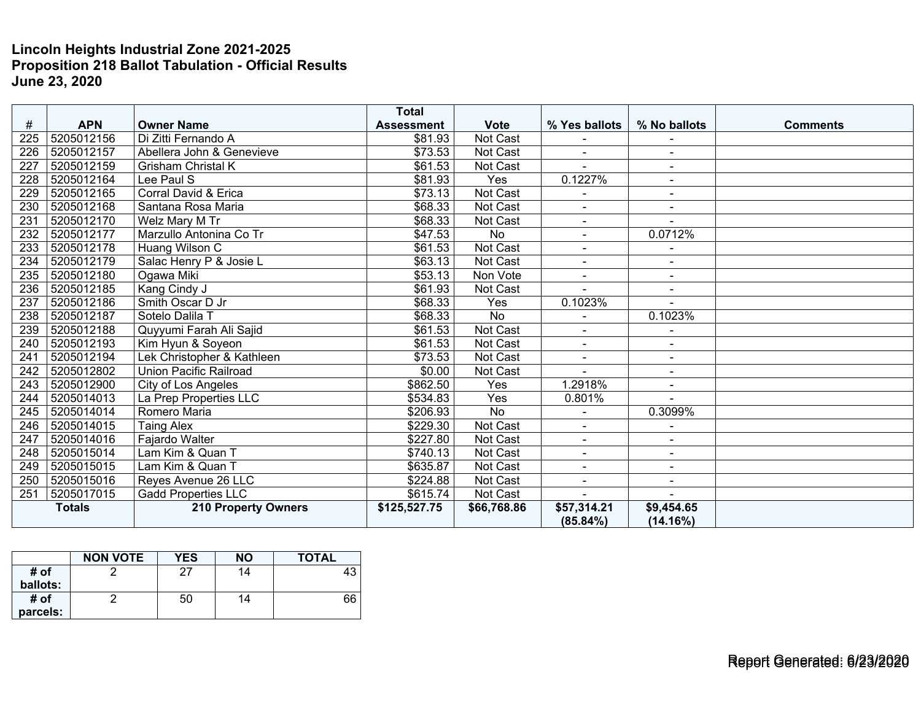**Lincoln Heights Industrial Zone 2021-2025**
**Proposition 218 Ballot Tabulation - Official Results**
**June 23, 2020**

| # | APN | Owner Name | Total Assessment | Vote | % Yes ballots | % No ballots | Comments |
|---|---|---|---|---|---|---|---|
| 225 | 5205012156 | Di Zitti Fernando A | $81.93 | Not Cast | - | - | |
| 226 | 5205012157 | Abellera John & Genevieve | $73.53 | Not Cast | - | - | |
| 227 | 5205012159 | Grisham Christal K | $61.53 | Not Cast | - | - | |
| 228 | 5205012164 | Lee Paul S | $81.93 | Yes | 0.1227% | - | |
| 229 | 5205012165 | Corral David & Erica | $73.13 | Not Cast | - | - | |
| 230 | 5205012168 | Santana Rosa Maria | $68.33 | Not Cast | - | - | |
| 231 | 5205012170 | Welz Mary M Tr | $68.33 | Not Cast | - | - | |
| 232 | 5205012177 | Marzullo Antonina Co Tr | $47.53 | No | - | 0.0712% | |
| 233 | 5205012178 | Huang Wilson C | $61.53 | Not Cast | - | - | |
| 234 | 5205012179 | Salac Henry P & Josie L | $63.13 | Not Cast | - | - | |
| 235 | 5205012180 | Ogawa Miki | $53.13 | Non Vote | - | - | |
| 236 | 5205012185 | Kang Cindy J | $61.93 | Not Cast | - | - | |
| 237 | 5205012186 | Smith Oscar D Jr | $68.33 | Yes | 0.1023% | - | |
| 238 | 5205012187 | Sotelo Dalila T | $68.33 | No | - | 0.1023% | |
| 239 | 5205012188 | Quyyumi Farah Ali Sajid | $61.53 | Not Cast | - | - | |
| 240 | 5205012193 | Kim Hyun & Soyeon | $61.53 | Not Cast | - | - | |
| 241 | 5205012194 | Lek Christopher & Kathleen | $73.53 | Not Cast | - | - | |
| 242 | 5205012802 | Union Pacific Railroad | $0.00 | Not Cast | - | - | |
| 243 | 5205012900 | City of Los Angeles | $862.50 | Yes | 1.2918% | - | |
| 244 | 5205014013 | La Prep Properties LLC | $534.83 | Yes | 0.801% | - | |
| 245 | 5205014014 | Romero Maria | $206.93 | No | - | 0.3099% | |
| 246 | 5205014015 | Taing Alex | $229.30 | Not Cast | - | - | |
| 247 | 5205014016 | Fajardo Walter | $227.80 | Not Cast | - | - | |
| 248 | 5205015014 | Lam Kim & Quan T | $740.13 | Not Cast | - | - | |
| 249 | 5205015015 | Lam Kim & Quan T | $635.87 | Not Cast | - | - | |
| 250 | 5205015016 | Reyes Avenue 26 LLC | $224.88 | Not Cast | - | - | |
| 251 | 5205017015 | Gadd Properties LLC | $615.74 | Not Cast | - | - | |
| **Totals** | | **210 Property Owners** | **$125,527.75** | **$66,768.86** | **$57,314.21 (85.84%)** | **$9,454.65 (14.16%)** | |

| | NON VOTE | YES | NO | TOTAL |
|---|---|---|---|---|
| **# of ballots:** | 2 | 27 | 14 | 43 |
| **# of parcels:** | 2 | 50 | 14 | 66 |

Report Generated: 6/23/2020